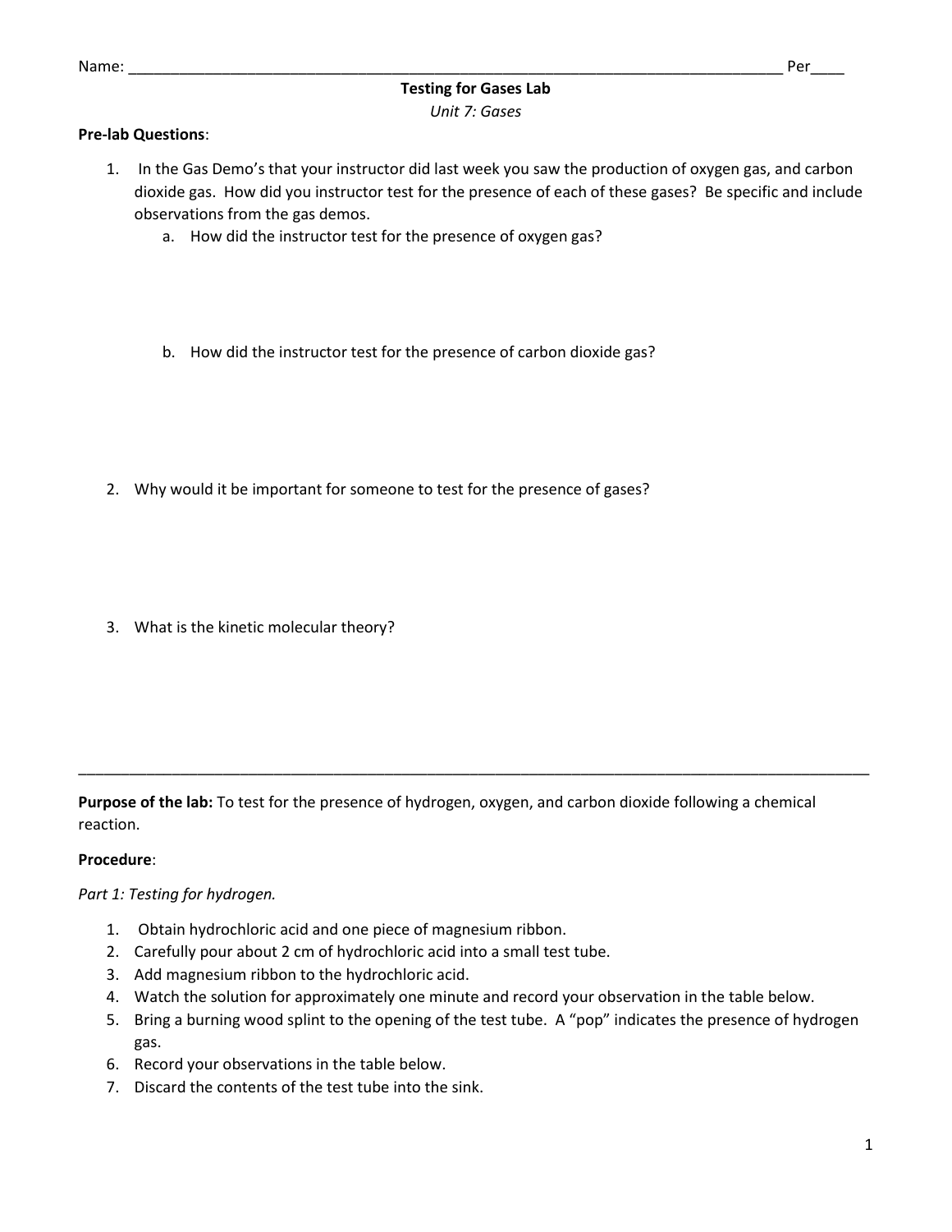Name: ______________________________________________________________________________ Per____

# Testing for Gases Lab

*Unit 7: Gases*

**Pre-lab Questions**:

1. In the Gas Demo's that your instructor did last week you saw the production of oxygen gas, and carbon dioxide gas. How did you instructor test for the presence of each of these gases? Be specific and include observations from the gas demos.
   a. How did the instructor test for the presence of oxygen gas?

   b. How did the instructor test for the presence of carbon dioxide gas?

2. Why would it be important for someone to test for the presence of gases?

3. What is the kinetic molecular theory?

---

**Purpose of the lab:** To test for the presence of hydrogen, oxygen, and carbon dioxide following a chemical reaction.

**Procedure**:

*Part 1: Testing for hydrogen.*

1. Obtain hydrochloric acid and one piece of magnesium ribbon.
2. Carefully pour about 2 cm of hydrochloric acid into a small test tube.
3. Add magnesium ribbon to the hydrochloric acid.
4. Watch the solution for approximately one minute and record your observation in the table below.
5. Bring a burning wood splint to the opening of the test tube. A "pop" indicates the presence of hydrogen gas.
6. Record your observations in the table below.
7. Discard the contents of the test tube into the sink.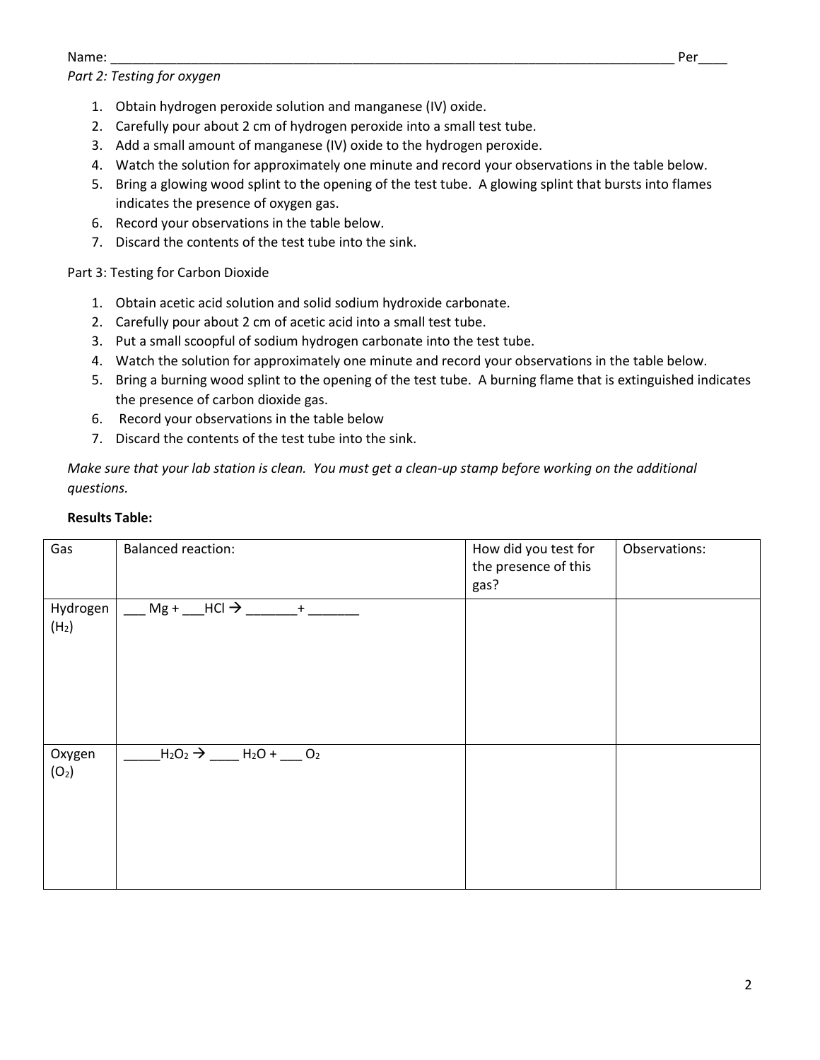Name: ___________________________________________________________________________ Per____

*Part 2: Testing for oxygen*

1. Obtain hydrogen peroxide solution and manganese (IV) oxide.
2. Carefully pour about 2 cm of hydrogen peroxide into a small test tube.
3. Add a small amount of manganese (IV) oxide to the hydrogen peroxide.
4. Watch the solution for approximately one minute and record your observations in the table below.
5. Bring a glowing wood splint to the opening of the test tube. A glowing splint that bursts into flames indicates the presence of oxygen gas.
6. Record your observations in the table below.
7. Discard the contents of the test tube into the sink.

Part 3: Testing for Carbon Dioxide

1. Obtain acetic acid solution and solid sodium hydroxide carbonate.
2. Carefully pour about 2 cm of acetic acid into a small test tube.
3. Put a small scoopful of sodium hydrogen carbonate into the test tube.
4. Watch the solution for approximately one minute and record your observations in the table below.
5. Bring a burning wood splint to the opening of the test tube. A burning flame that is extinguished indicates the presence of carbon dioxide gas.
6. Record your observations in the table below
7. Discard the contents of the test tube into the sink.

*Make sure that your lab station is clean. You must get a clean-up stamp before working on the additional questions.*

**Results Table:**

| Gas | Balanced reaction: | How did you test for the presence of this gas? | Observations: |
|---|---|---|---|
| Hydrogen ($H_2$) | ___ Mg + ___HCl → _______ + _______ | | |
| Oxygen ($O_2$) | _____$H_2O_2$ → ____ $H_2O$ + ___ $O_2$ | | |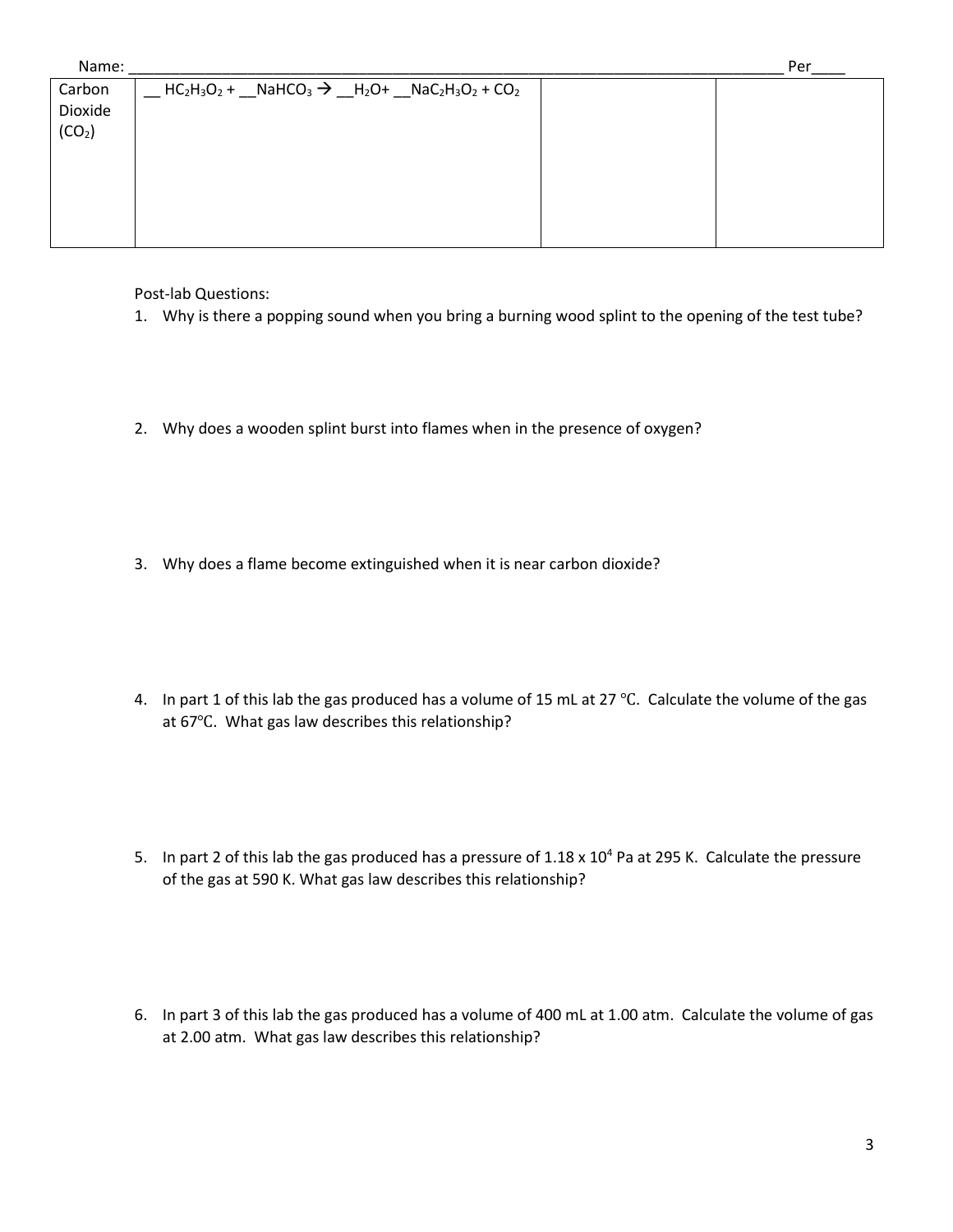Name: ___________________________________________________________________________________ Per____

| Carbon Dioxide ($CO_2$) | __ $HC_2H_3O_2$ + __$NaHCO_3$ → __$H_2O$+ __$NaC_2H_3O_2$ + $CO_2$ | | |
|---|---|---|---|

Post-lab Questions:

1. Why is there a popping sound when you bring a burning wood splint to the opening of the test tube?

2. Why does a wooden splint burst into flames when in the presence of oxygen?

3. Why does a flame become extinguished when it is near carbon dioxide?

4. In part 1 of this lab the gas produced has a volume of 15 mL at 27 °C. Calculate the volume of the gas at 67°C. What gas law describes this relationship?

5. In part 2 of this lab the gas produced has a pressure of $1.18 \times 10^4$ Pa at 295 K. Calculate the pressure of the gas at 590 K. What gas law describes this relationship?

6. In part 3 of this lab the gas produced has a volume of 400 mL at 1.00 atm. Calculate the volume of gas at 2.00 atm. What gas law describes this relationship?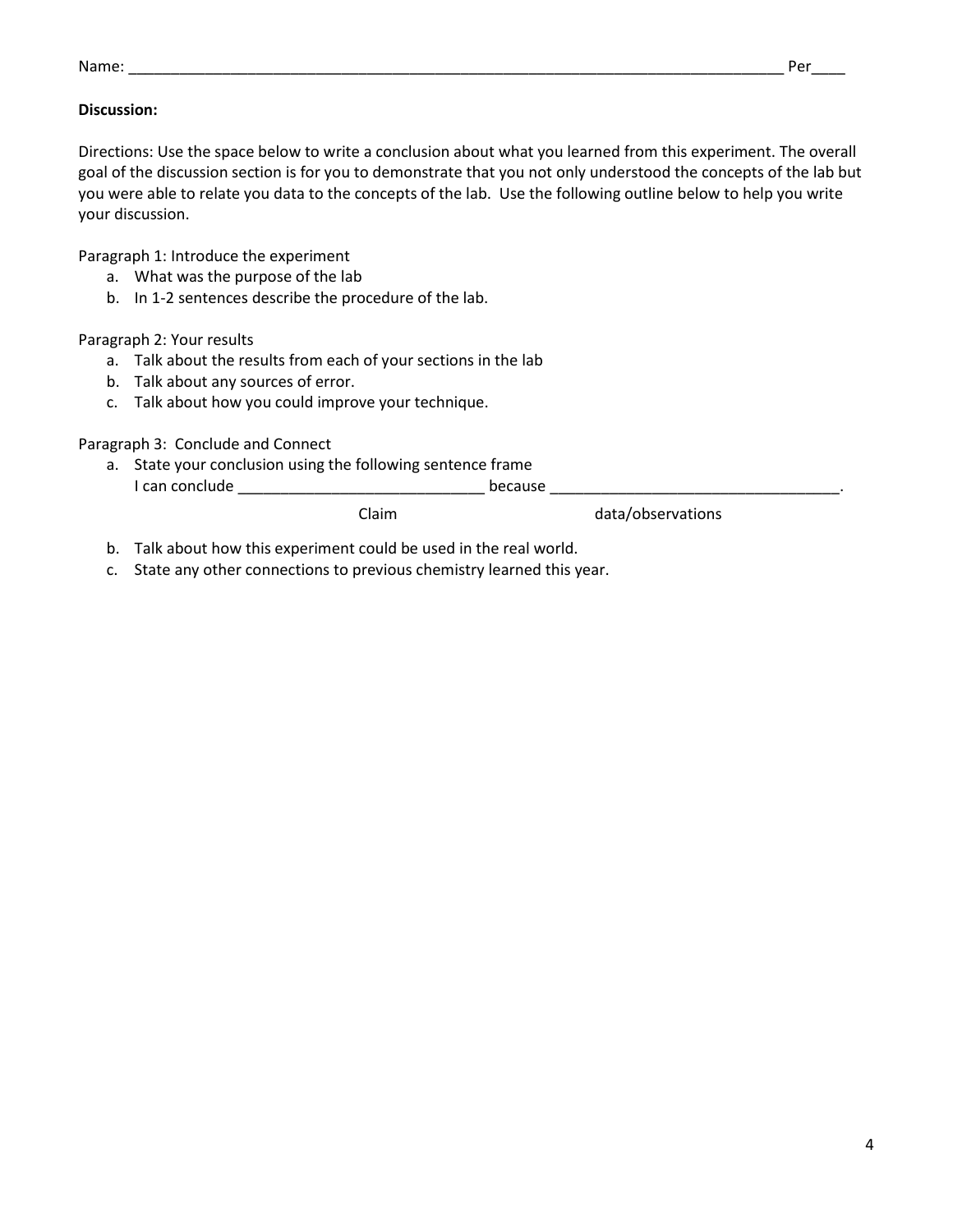Name: ______________________________________________________________________________ Per____

**Discussion:**

Directions: Use the space below to write a conclusion about what you learned from this experiment. The overall goal of the discussion section is for you to demonstrate that you not only understood the concepts of the lab but you were able to relate you data to the concepts of the lab. Use the following outline below to help you write your discussion.

Paragraph 1: Introduce the experiment

a. What was the purpose of the lab
b. In 1-2 sentences describe the procedure of the lab.

Paragraph 2: Your results

a. Talk about the results from each of your sections in the lab
b. Talk about any sources of error.
c. Talk about how you could improve your technique.

Paragraph 3: Conclude and Connect

a. State your conclusion using the following sentence frame
   I can conclude ____________________________ because _________________________________.
   Claim data/observations
b. Talk about how this experiment could be used in the real world.
c. State any other connections to previous chemistry learned this year.